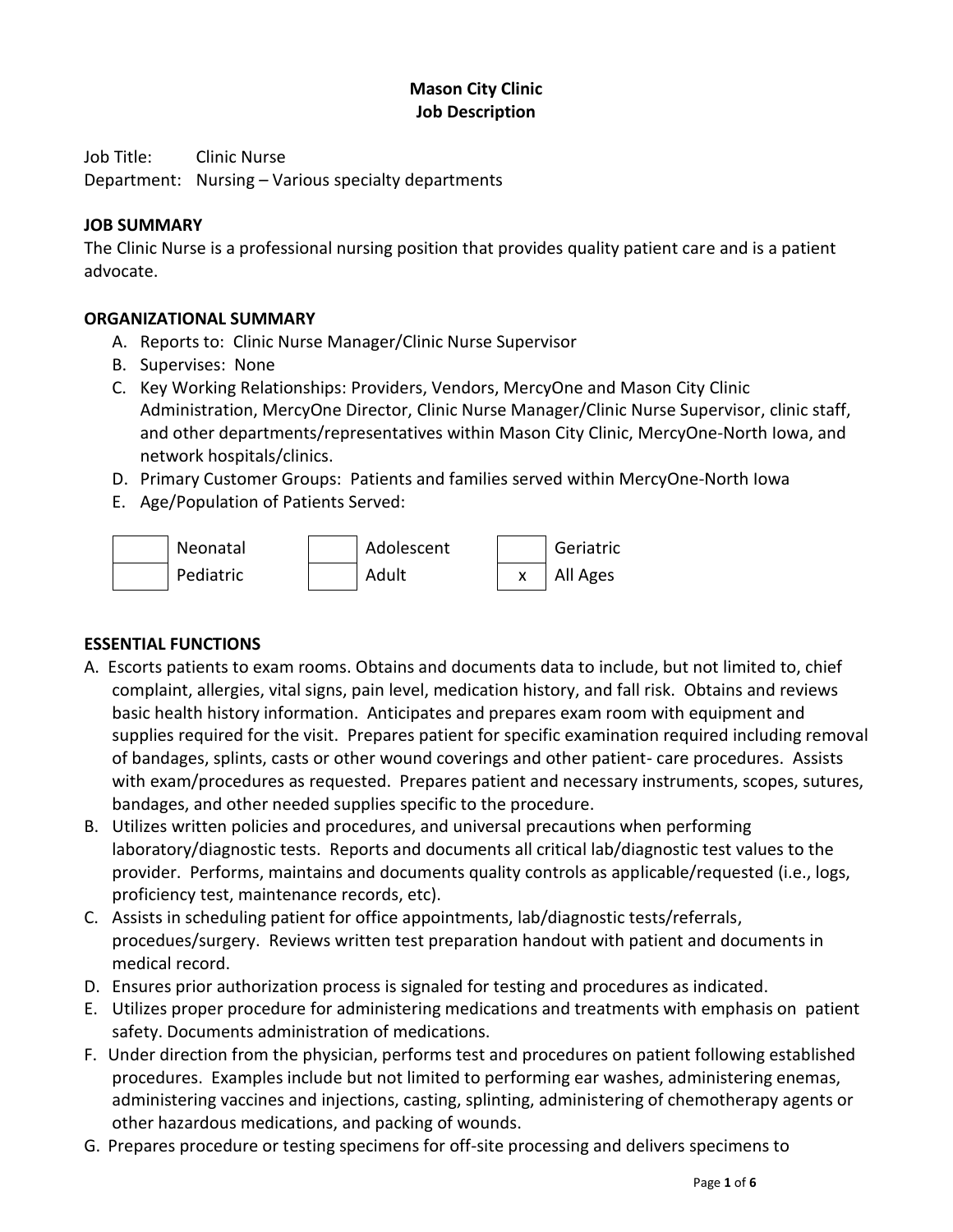**Mason City Clinic**
**Job Description**

Job Title: Clinic Nurse
Department: Nursing – Various specialty departments

## JOB SUMMARY

The Clinic Nurse is a professional nursing position that provides quality patient care and is a patient advocate.

## ORGANIZATIONAL SUMMARY

A. Reports to: Clinic Nurse Manager/Clinic Nurse Supervisor
B. Supervises: None
C. Key Working Relationships: Providers, Vendors, MercyOne and Mason City Clinic Administration, MercyOne Director, Clinic Nurse Manager/Clinic Nurse Supervisor, clinic staff, and other departments/representatives within Mason City Clinic, MercyOne-North Iowa, and network hospitals/clinics.
D. Primary Customer Groups: Patients and families served within MercyOne-North Iowa
E. Age/Population of Patients Served:

| | | | | | |
|---|---|---|---|---|---|
| | Neonatal | | Adolescent | | Geriatric |
| | Pediatric | | Adult | x | All Ages |

## ESSENTIAL FUNCTIONS

A. Escorts patients to exam rooms. Obtains and documents data to include, but not limited to, chief complaint, allergies, vital signs, pain level, medication history, and fall risk. Obtains and reviews basic health history information. Anticipates and prepares exam room with equipment and supplies required for the visit. Prepares patient for specific examination required including removal of bandages, splints, casts or other wound coverings and other patient- care procedures. Assists with exam/procedures as requested. Prepares patient and necessary instruments, scopes, sutures, bandages, and other needed supplies specific to the procedure.
B. Utilizes written policies and procedures, and universal precautions when performing laboratory/diagnostic tests. Reports and documents all critical lab/diagnostic test values to the provider. Performs, maintains and documents quality controls as applicable/requested (i.e., logs, proficiency test, maintenance records, etc).
C. Assists in scheduling patient for office appointments, lab/diagnostic tests/referrals, procedues/surgery. Reviews written test preparation handout with patient and documents in medical record.
D. Ensures prior authorization process is signaled for testing and procedures as indicated.
E. Utilizes proper procedure for administering medications and treatments with emphasis on patient safety. Documents administration of medications.
F. Under direction from the physician, performs test and procedures on patient following established procedures. Examples include but not limited to performing ear washes, administering enemas, administering vaccines and injections, casting, splinting, administering of chemotherapy agents or other hazardous medications, and packing of wounds.
G. Prepares procedure or testing specimens for off-site processing and delivers specimens to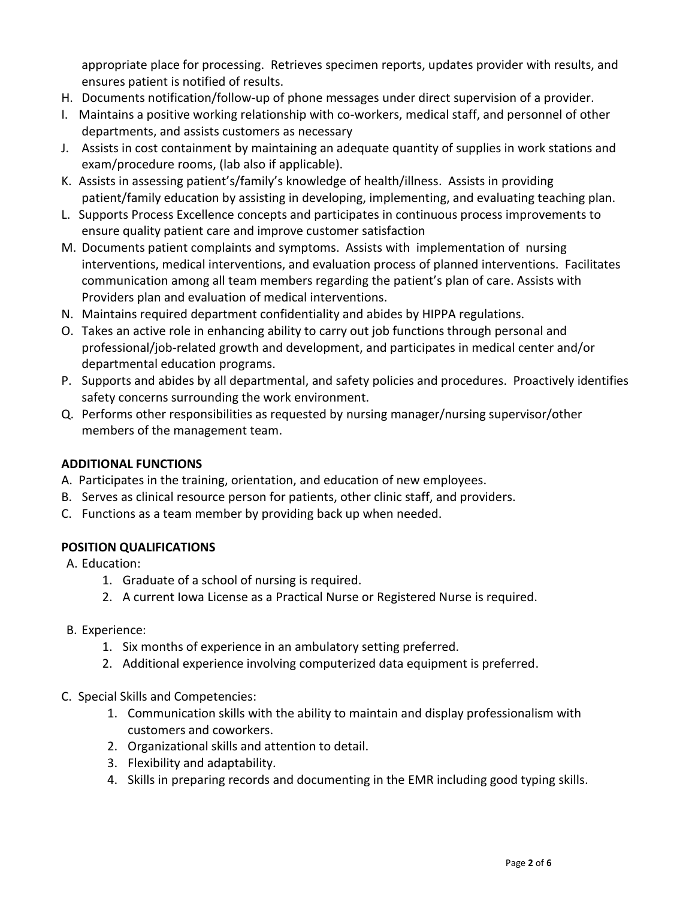appropriate place for processing. Retrieves specimen reports, updates provider with results, and ensures patient is notified of results.

H. Documents notification/follow-up of phone messages under direct supervision of a provider.
I. Maintains a positive working relationship with co-workers, medical staff, and personnel of other departments, and assists customers as necessary
J. Assists in cost containment by maintaining an adequate quantity of supplies in work stations and exam/procedure rooms, (lab also if applicable).
K. Assists in assessing patient's/family's knowledge of health/illness. Assists in providing patient/family education by assisting in developing, implementing, and evaluating teaching plan.
L. Supports Process Excellence concepts and participates in continuous process improvements to ensure quality patient care and improve customer satisfaction
M. Documents patient complaints and symptoms. Assists with implementation of nursing interventions, medical interventions, and evaluation process of planned interventions. Facilitates communication among all team members regarding the patient's plan of care. Assists with Providers plan and evaluation of medical interventions.
N. Maintains required department confidentiality and abides by HIPPA regulations.
O. Takes an active role in enhancing ability to carry out job functions through personal and professional/job-related growth and development, and participates in medical center and/or departmental education programs.
P. Supports and abides by all departmental, and safety policies and procedures. Proactively identifies safety concerns surrounding the work environment.
Q. Performs other responsibilities as requested by nursing manager/nursing supervisor/other members of the management team.

**ADDITIONAL FUNCTIONS**

A. Participates in the training, orientation, and education of new employees.
B. Serves as clinical resource person for patients, other clinic staff, and providers.
C. Functions as a team member by providing back up when needed.

**POSITION QUALIFICATIONS**

A. Education:
   1. Graduate of a school of nursing is required.
   2. A current Iowa License as a Practical Nurse or Registered Nurse is required.

B. Experience:
   1. Six months of experience in an ambulatory setting preferred.
   2. Additional experience involving computerized data equipment is preferred.

C. Special Skills and Competencies:
   1. Communication skills with the ability to maintain and display professionalism with customers and coworkers.
   2. Organizational skills and attention to detail.
   3. Flexibility and adaptability.
   4. Skills in preparing records and documenting in the EMR including good typing skills.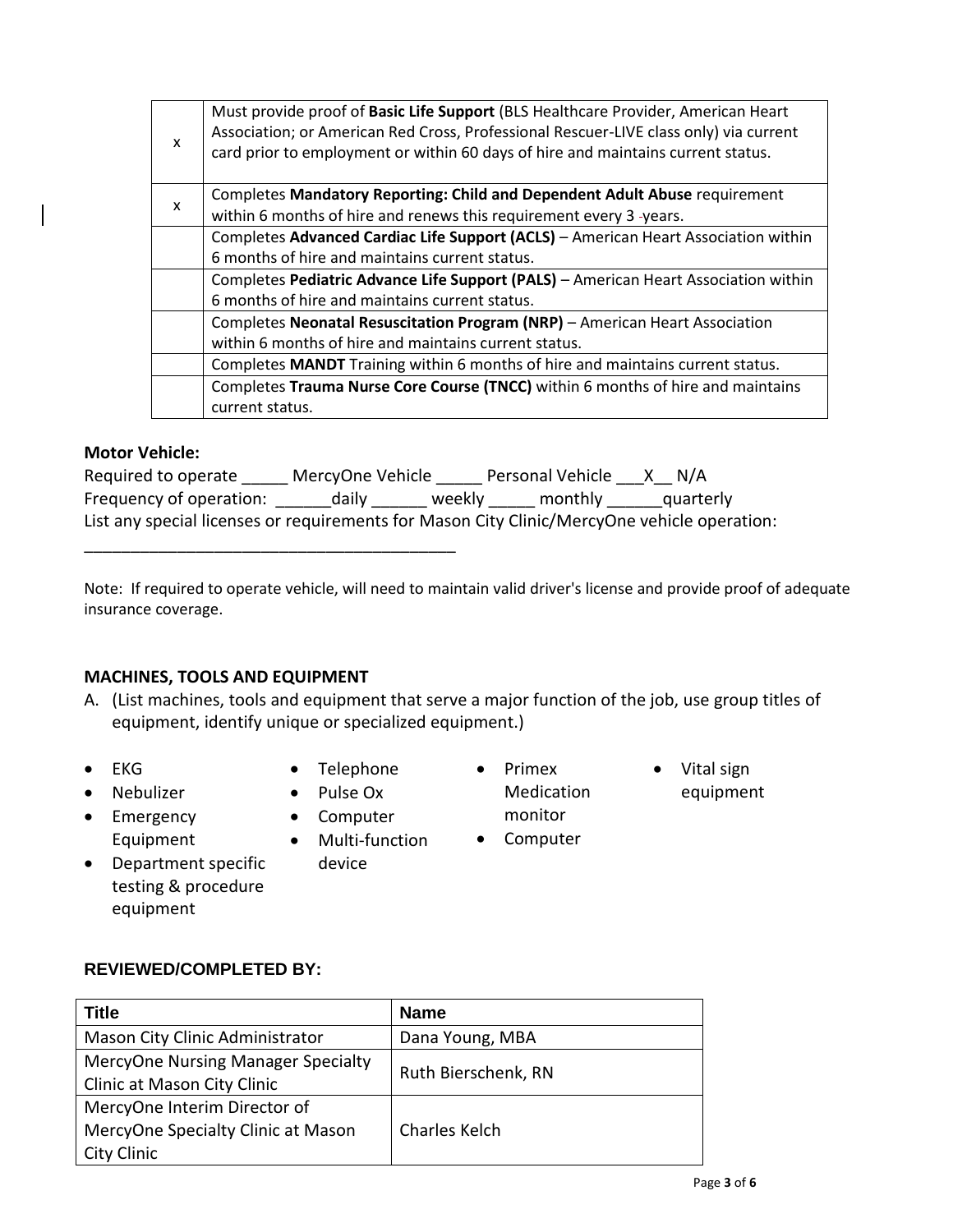| | |
|---|---|
| x | Must provide proof of **Basic Life Support** (BLS Healthcare Provider, American Heart Association; or American Red Cross, Professional Rescuer-LIVE class only) via current card prior to employment or within 60 days of hire and maintains current status. |
| x | Completes **Mandatory Reporting: Child and Dependent Adult Abuse** requirement within 6 months of hire and renews this requirement every 3 years. |
| | Completes **Advanced Cardiac Life Support (ACLS)** – American Heart Association within 6 months of hire and maintains current status. |
| | Completes **Pediatric Advance Life Support (PALS)** – American Heart Association within 6 months of hire and maintains current status. |
| | Completes **Neonatal Resuscitation Program (NRP)** – American Heart Association within 6 months of hire and maintains current status. |
| | Completes **MANDT** Training within 6 months of hire and maintains current status. |
| | Completes **Trauma Nurse Core Course (TNCC)** within 6 months of hire and maintains current status. |

**Motor Vehicle:**

Required to operate _____ MercyOne Vehicle _____ Personal Vehicle ___X__ N/A

Frequency of operation: ______daily ______ weekly _____ monthly ______quarterly

List any special licenses or requirements for Mason City Clinic/MercyOne vehicle operation: ________________________________________

Note: If required to operate vehicle, will need to maintain valid driver's license and provide proof of adequate insurance coverage.

**MACHINES, TOOLS AND EQUIPMENT**

A. (List machines, tools and equipment that serve a major function of the job, use group titles of equipment, identify unique or specialized equipment.)

- EKG
- Nebulizer
- Emergency Equipment
- Department specific testing & procedure equipment
- Telephone
- Pulse Ox
- Computer
- Multi-function device
- Primex Medication monitor
- Computer
- Vital sign equipment

**REVIEWED/COMPLETED BY:**

| Title | Name |
|---|---|
| Mason City Clinic Administrator | Dana Young, MBA |
| MercyOne Nursing Manager Specialty Clinic at Mason City Clinic | Ruth Bierschenk, RN |
| MercyOne Interim Director of MercyOne Specialty Clinic at Mason City Clinic | Charles Kelch |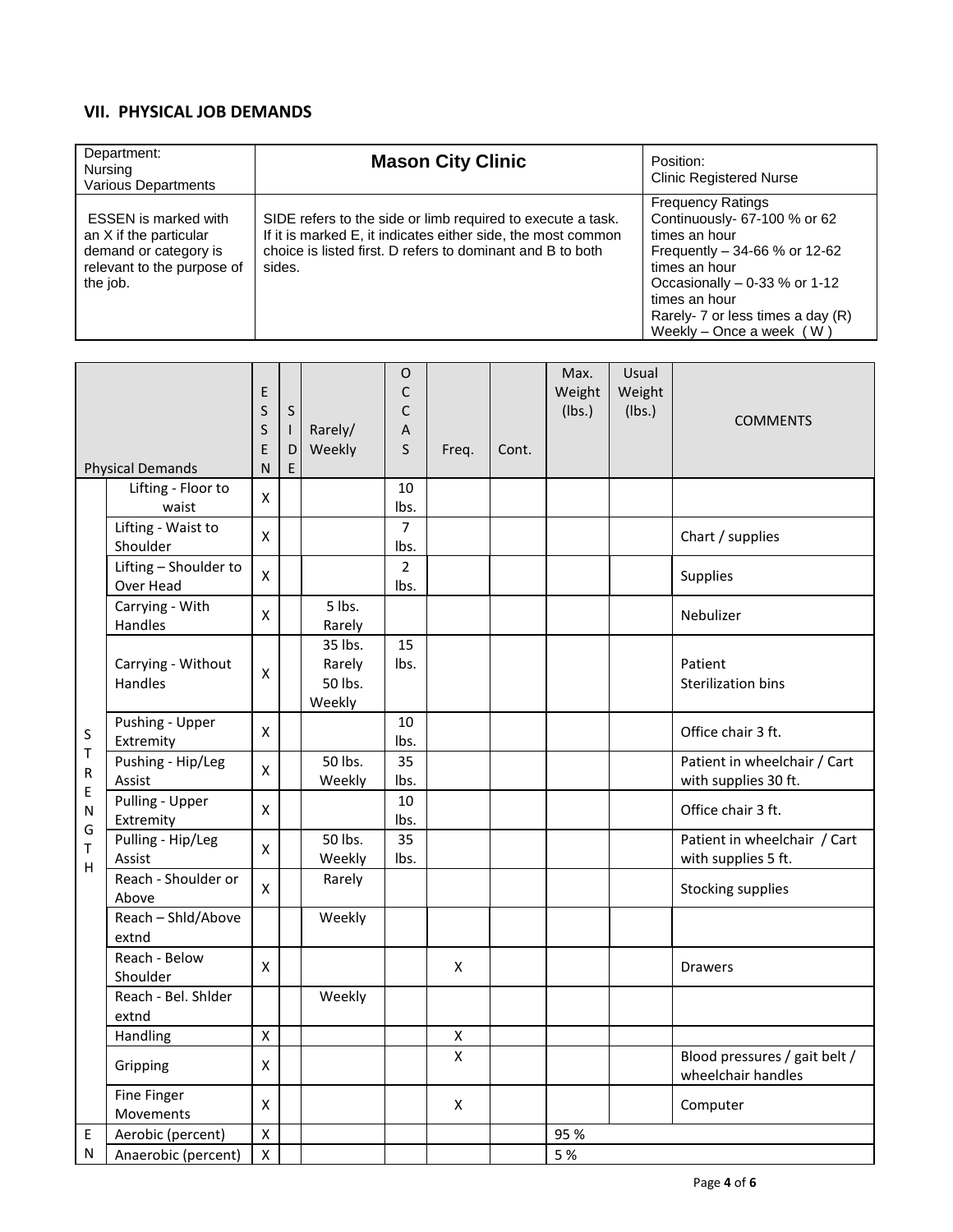## VII. PHYSICAL JOB DEMANDS

| Department: Nursing Various Departments | **Mason City Clinic** | Position: Clinic Registered Nurse |
|---|---|---|
| ESSEN is marked with an X if the particular demand or category is relevant to the purpose of the job. | SIDE refers to the side or limb required to execute a task. If it is marked E, it indicates either side, the most common choice is listed first. D refers to dominant and B to both sides. | Frequency Ratings<br>Continuously- 67-100 % or 62 times an hour<br>Frequently – 34-66 % or 12-62 times an hour<br>Occasionally – 0-33 % or 1-12 times an hour<br>Rarely- 7 or less times a day (R)<br>Weekly – Once a week (W) |

| | Physical Demands | ESSEN | SIDE | Rarely/ Weekly | OCCAS | Freq. | Cont. | Max. Weight (lbs.) | Usual Weight (lbs.) | COMMENTS |
|---|---|---|---|---|---|---|---|---|---|---|
| STRENGTH | Lifting - Floor to waist | X | | | 10 lbs. | | | | | |
| | Lifting - Waist to Shoulder | X | | | 7 lbs. | | | | | Chart / supplies |
| | Lifting – Shoulder to Over Head | X | | | 2 lbs. | | | | | Supplies |
| | Carrying - With Handles | X | | 5 lbs. Rarely | | | | | | Nebulizer |
| | Carrying - Without Handles | X | | 35 lbs. Rarely 50 lbs. Weekly | 15 lbs. | | | | | Patient Sterilization bins |
| | Pushing - Upper Extremity | X | | | 10 lbs. | | | | | Office chair 3 ft. |
| | Pushing - Hip/Leg Assist | X | | 50 lbs. Weekly | 35 lbs. | | | | | Patient in wheelchair / Cart with supplies 30 ft. |
| | Pulling - Upper Extremity | X | | | 10 lbs. | | | | | Office chair 3 ft. |
| | Pulling - Hip/Leg Assist | X | | 50 lbs. Weekly | 35 lbs. | | | | | Patient in wheelchair / Cart with supplies 5 ft. |
| | Reach - Shoulder or Above | X | | Rarely | | | | | | Stocking supplies |
| | Reach – Shld/Above extnd | | | Weekly | | | | | | |
| | Reach - Below Shoulder | X | | | | X | | | | Drawers |
| | Reach - Bel. Shlder extnd | | | Weekly | | | | | | |
| | Handling | X | | | | X | | | | |
| | Gripping | X | | | | X | | | | Blood pressures / gait belt / wheelchair handles |
| | Fine Finger Movements | X | | | | X | | | | Computer |
| EN | Aerobic (percent) | X | | | | | | 95 % | | |
| | Anaerobic (percent) | X | | | | | | 5 % | | |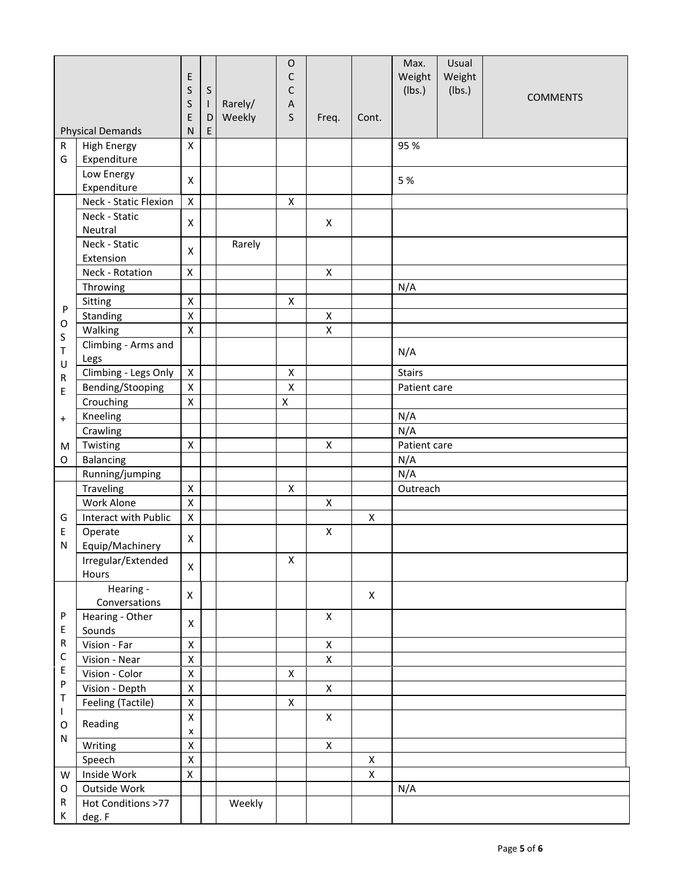| | Physical Demands | ESSEN | SIDE | Rarely/ Weekly | OCCAS | Freq. | Cont. | Max. Weight (lbs.) | Usual Weight (lbs.) | COMMENTS |
|---|---|---|---|---|---|---|---|---|---|---|
| RG | High Energy Expenditure | X | | | | | | 95 % | | |
| | Low Energy Expenditure | X | | | | | | 5 % | | |
| POSTURE + MO | Neck - Static Flexion | X | | | X | | | | | |
| | Neck - Static Neutral | X | | | | X | | | | |
| | Neck - Static Extension | X | | Rarely | | | | | | |
| | Neck - Rotation | X | | | | X | | | | |
| | Throwing | | | | | | | N/A | | |
| | Sitting | X | | | X | | | | | |
| | Standing | X | | | | X | | | | |
| | Walking | X | | | | X | | | | |
| | Climbing - Arms and Legs | | | | | | | N/A | | |
| | Climbing - Legs Only | X | | | X | | | Stairs | | |
| | Bending/Stooping | X | | | X | | | Patient care | | |
| | Crouching | X | | | X | | | | | |
| | Kneeling | | | | | | | N/A | | |
| | Crawling | | | | | | | N/A | | |
| | Twisting | X | | | | X | | Patient care | | |
| | Balancing | | | | | | | N/A | | |
| | Running/jumping | | | | | | | N/A | | |
| GEN | Traveling | X | | | X | | | Outreach | | |
| | Work Alone | X | | | | X | | | | |
| | Interact with Public | X | | | | | X | | | |
| | Operate Equip/Machinery | X | | | | X | | | | |
| | Irregular/Extended Hours | X | | | X | | | | | |
| PERCEPTION | Hearing - Conversations | X | | | | | X | | | |
| | Hearing - Other Sounds | X | | | | X | | | | |
| | Vision - Far | X | | | | X | | | | |
| | Vision - Near | X | | | | X | | | | |
| | Vision - Color | X | | | X | | | | | |
| | Vision - Depth | X | | | | X | | | | |
| | Feeling (Tactile) | X | | | X | | | | | |
| | Reading | X x | | | | X | | | | |
| | Writing | X | | | | X | | | | |
| | Speech | X | | | | | X | | | |
| WORK | Inside Work | X | | | | | X | | | |
| | Outside Work | | | | | | | N/A | | |
| | Hot Conditions >77 deg. F | | | Weekly | | | | | | |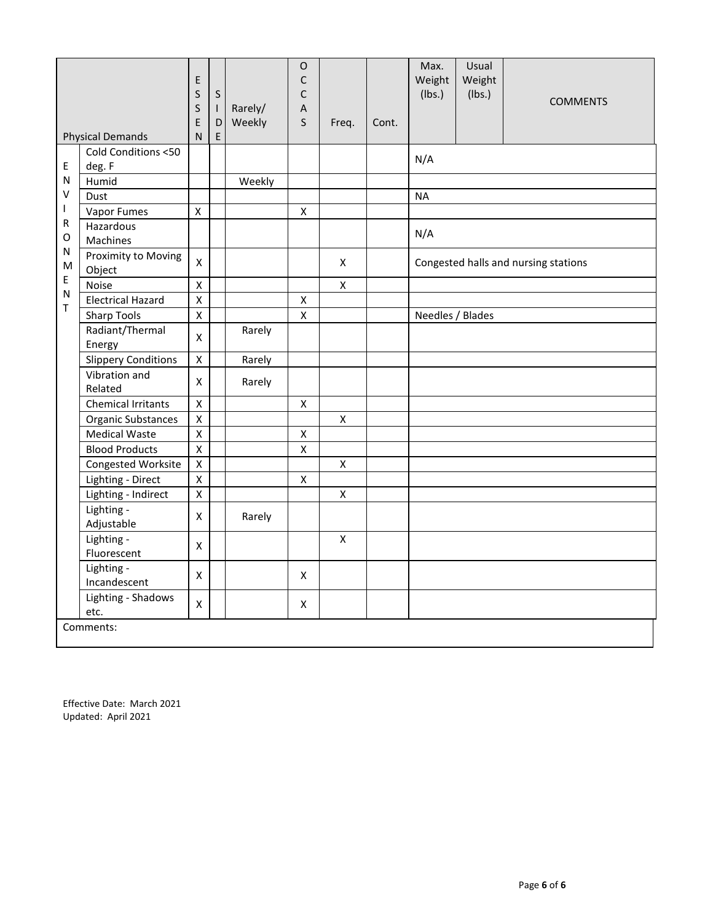| | Physical Demands | ESSEN | SIDE | Rarely/ Weekly | OCCAS | Freq. | Cont. | Max. Weight (lbs.) | Usual Weight (lbs.) | COMMENTS |
|---|---|---|---|---|---|---|---|---|---|---|
| ENVIRONMENT | Cold Conditions <50 deg. F | | | | | | | N/A | | |
| | Humid | | | Weekly | | | | | | |
| | Dust | | | | | | | NA | | |
| | Vapor Fumes | X | | | X | | | | | |
| | Hazardous Machines | | | | | | | N/A | | |
| | Proximity to Moving Object | X | | | | X | | Congested halls and nursing stations | | |
| | Noise | X | | | | X | | | | |
| | Electrical Hazard | X | | | X | | | | | |
| | Sharp Tools | X | | | X | | | Needles / Blades | | |
| | Radiant/Thermal Energy | X | | Rarely | | | | | | |
| | Slippery Conditions | X | | Rarely | | | | | | |
| | Vibration and Related | X | | Rarely | | | | | | |
| | Chemical Irritants | X | | | X | | | | | |
| | Organic Substances | X | | | | X | | | | |
| | Medical Waste | X | | | X | | | | | |
| | Blood Products | X | | | X | | | | | |
| | Congested Worksite | X | | | | X | | | | |
| | Lighting - Direct | X | | | X | | | | | |
| | Lighting - Indirect | X | | | | X | | | | |
| | Lighting - Adjustable | X | | Rarely | | | | | | |
| | Lighting - Fluorescent | X | | | | X | | | | |
| | Lighting - Incandescent | X | | | X | | | | | |
| | Lighting - Shadows etc. | X | | | X | | | | | |

Comments:

Effective Date: March 2021
Updated: April 2021